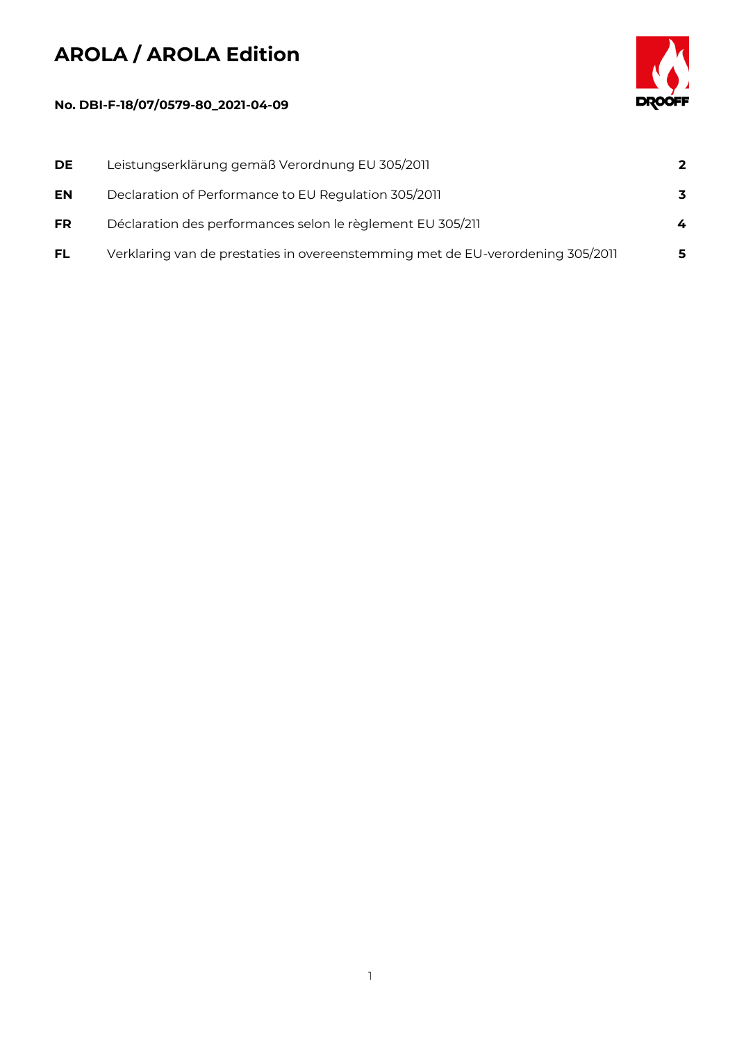# AROLA / AROLA Edition

**No. DBI-F-18/07/0579-80_2021-04-09**

| | | |
|---|---|---|
| **DE** | Leistungserklärung gemäß Verordnung EU 305/2011 | **2** |
| **EN** | Declaration of Performance to EU Regulation 305/2011 | **3** |
| **FR** | Déclaration des performances selon le règlement EU 305/211 | **4** |
| **FL** | Verklaring van de prestaties in overeenstemming met de EU-verordening 305/2011 | **5** |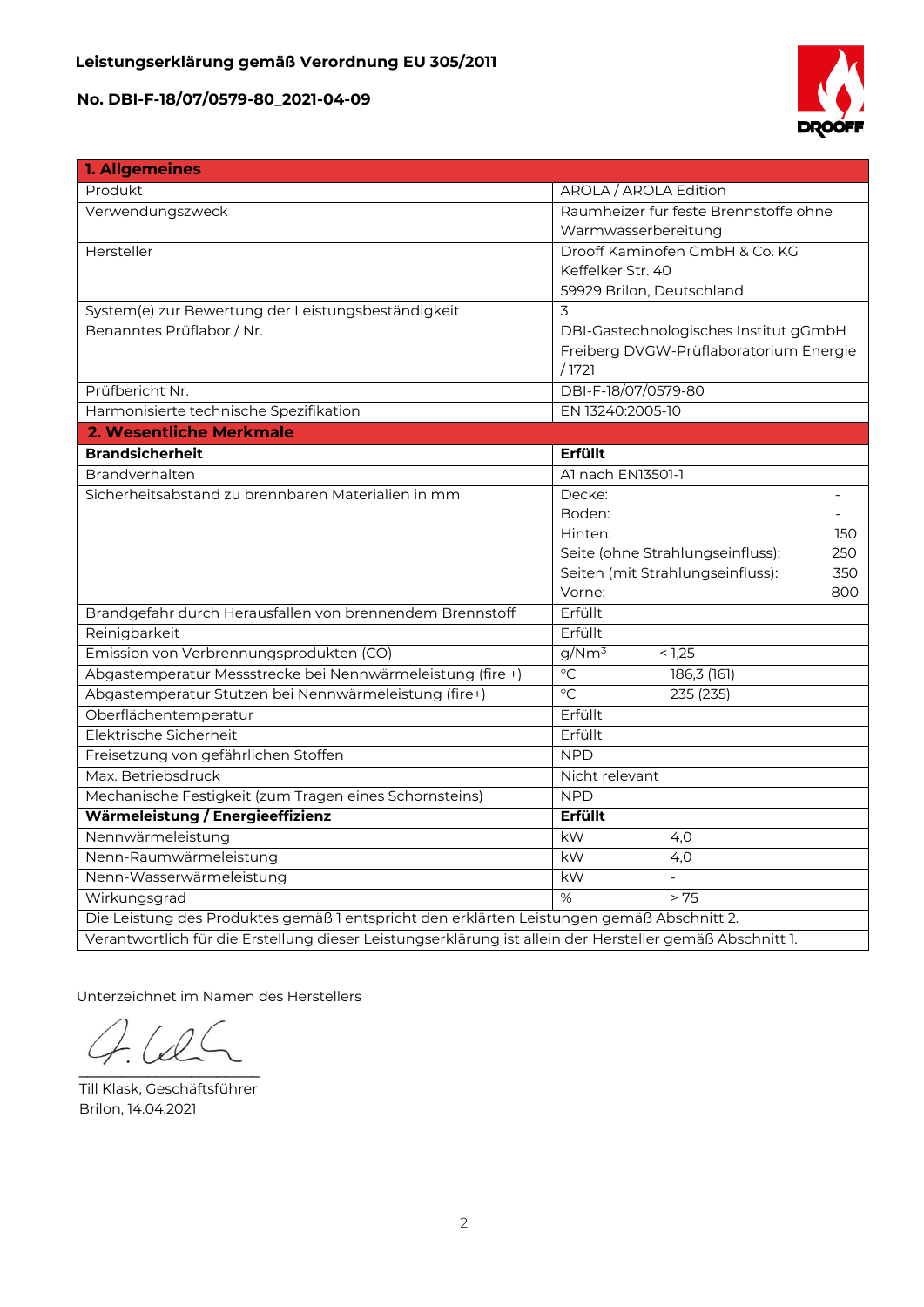**Leistungserklärung gemäß Verordnung EU 305/2011**

**No. DBI-F-18/07/0579-80_2021-04-09**

| **1. Allgemeines** | |
|---|---|
| Produkt | AROLA / AROLA Edition |
| Verwendungszweck | Raumheizer für feste Brennstoffe ohne Warmwasserbereitung |
| Hersteller | Drooff Kaminöfen GmbH & Co. KG<br>Keffelker Str. 40<br>59929 Brilon, Deutschland |
| System(e) zur Bewertung der Leistungsbeständigkeit | 3 |
| Benanntes Prüflabor / Nr. | DBI-Gastechnologisches Institut gGmbH Freiberg DVGW-Prüflaboratorium Energie / 1721 |
| Prüfbericht Nr. | DBI-F-18/07/0579-80 |
| Harmonisierte technische Spezifikation | EN 13240:2005-10 |
| **2. Wesentliche Merkmale** | |
| **Brandsicherheit** | **Erfüllt** |
| Brandverhalten | A1 nach EN13501-1 |
| Sicherheitsabstand zu brennbaren Materialien in mm | Decke: -<br>Boden: -<br>Hinten: 150<br>Seite (ohne Strahlungseinfluss): 250<br>Seiten (mit Strahlungseinfluss): 350<br>Vorne: 800 |
| Brandgefahr durch Herausfallen von brennendem Brennstoff | Erfüllt |
| Reinigbarkeit | Erfüllt |
| Emission von Verbrennungsprodukten (CO) | g/Nm³ < 1,25 |
| Abgastemperatur Messstrecke bei Nennwärmeleistung (fire +) | °C 186,3 (161) |
| Abgastemperatur Stutzen bei Nennwärmeleistung (fire+) | °C 235 (235) |
| Oberflächentemperatur | Erfüllt |
| Elektrische Sicherheit | Erfüllt |
| Freisetzung von gefährlichen Stoffen | NPD |
| Max. Betriebsdruck | Nicht relevant |
| Mechanische Festigkeit (zum Tragen eines Schornsteins) | NPD |
| **Wärmeleistung / Energieeffizienz** | **Erfüllt** |
| Nennwärmeleistung | kW 4,0 |
| Nenn-Raumwärmeleistung | kW 4,0 |
| Nenn-Wasserwärmeleistung | kW - |
| Wirkungsgrad | % > 75 |
| Die Leistung des Produktes gemäß 1 entspricht den erklärten Leistungen gemäß Abschnitt 2. | |
| Verantwortlich für die Erstellung dieser Leistungserklärung ist allein der Hersteller gemäß Abschnitt 1. | |

Unterzeichnet im Namen des Herstellers

Till Klask, Geschäftsführer
Brilon, 14.04.2021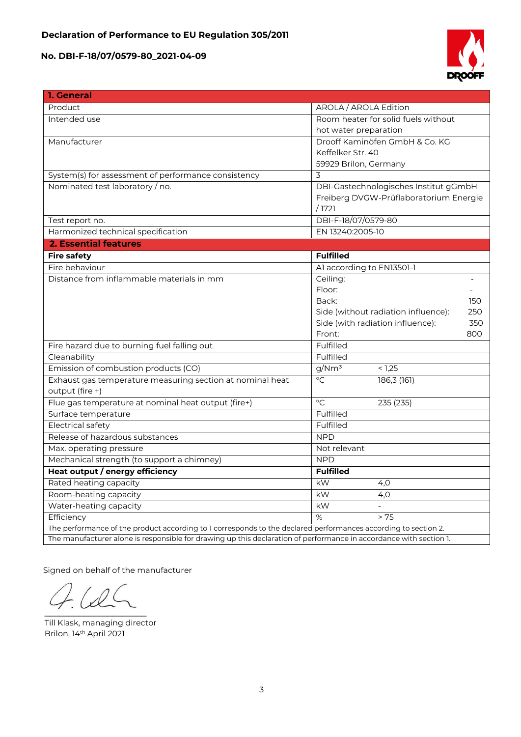**Declaration of Performance to EU Regulation 305/2011**

**No. DBI-F-18/07/0579-80_2021-04-09**

| **1. General** | |
|---|---|
| Product | AROLA / AROLA Edition |
| Intended use | Room heater for solid fuels without hot water preparation |
| Manufacturer | Drooff Kaminöfen GmbH & Co. KG<br>Keffelker Str. 40<br>59929 Brilon, Germany |
| System(s) for assessment of performance consistency | 3 |
| Nominated test laboratory / no. | DBI-Gastechnologisches Institut gGmbH Freiberg DVGW-Prüflaboratorium Energie / 1721 |
| Test report no. | DBI-F-18/07/0579-80 |
| Harmonized technical specification | EN 13240:2005-10 |
| **2. Essential features** | |
| **Fire safety** | **Fulfilled** |
| Fire behaviour | A1 according to EN13501-1 |
| Distance from inflammable materials in mm | Ceiling: -<br>Floor: -<br>Back: 150<br>Side (without radiation influence): 250<br>Side (with radiation influence): 350<br>Front: 800 |
| Fire hazard due to burning fuel falling out | Fulfilled |
| Cleanability | Fulfilled |
| Emission of combustion products (CO) | g/Nm³ < 1,25 |
| Exhaust gas temperature measuring section at nominal heat output (fire +) | °C 186,3 (161) |
| Flue gas temperature at nominal heat output (fire+) | °C 235 (235) |
| Surface temperature | Fulfilled |
| Electrical safety | Fulfilled |
| Release of hazardous substances | NPD |
| Max. operating pressure | Not relevant |
| Mechanical strength (to support a chimney) | NPD |
| **Heat output / energy efficiency** | **Fulfilled** |
| Rated heating capacity | kW 4,0 |
| Room-heating capacity | kW 4,0 |
| Water-heating capacity | kW - |
| Efficiency | % > 75 |
| The performance of the product according to 1 corresponds to the declared performances according to section 2. | |
| The manufacturer alone is responsible for drawing up this declaration of performance in accordance with section 1. | |

Signed on behalf of the manufacturer

Till Klask, managing director
Brilon, 14th April 2021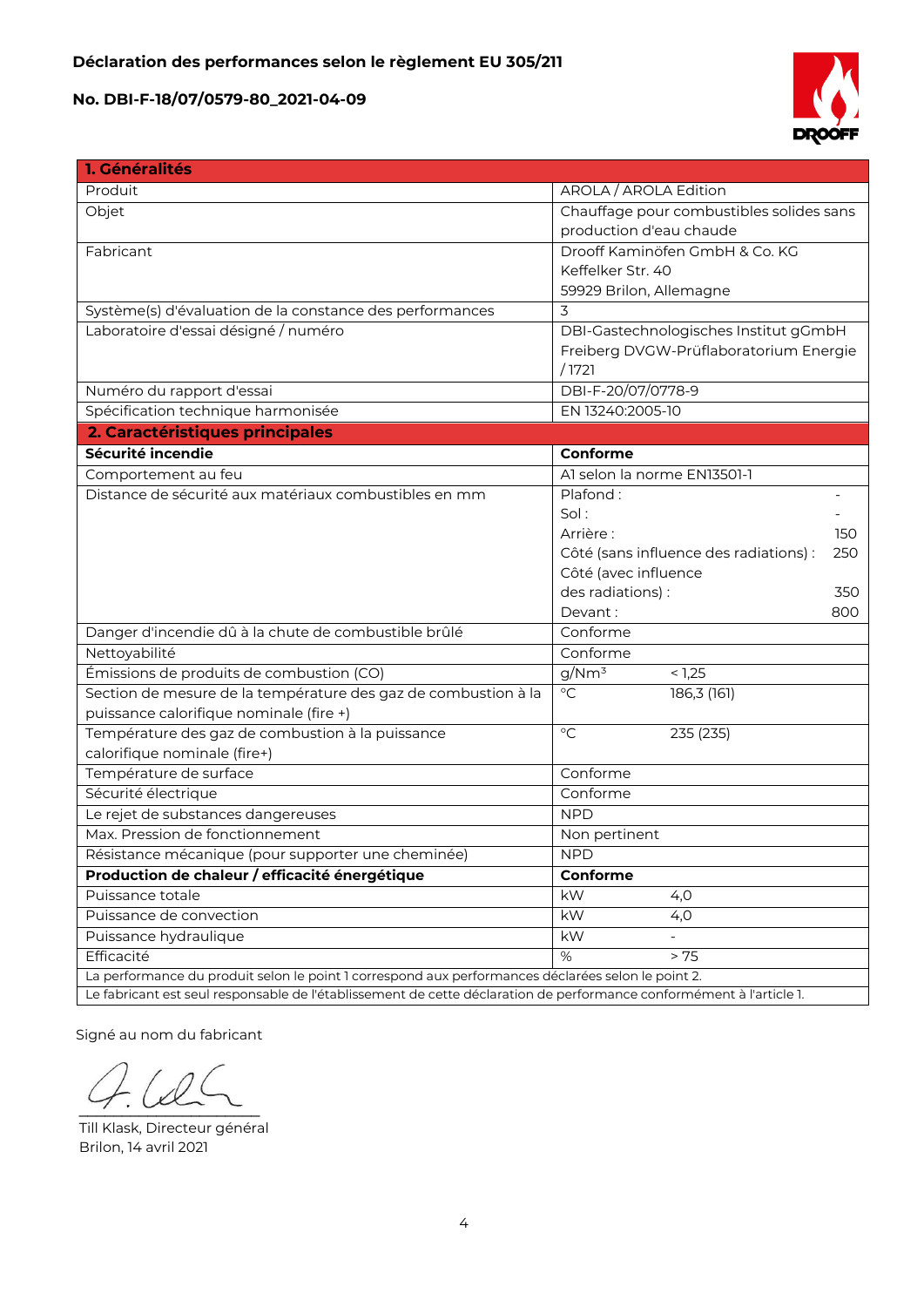**Déclaration des performances selon le règlement EU 305/211**

**No. DBI-F-18/07/0579-80_2021-04-09**

| **1. Généralités** | |
|---|---|
| Produit | AROLA / AROLA Edition |
| Objet | Chauffage pour combustibles solides sans production d'eau chaude |
| Fabricant | Drooff Kaminöfen GmbH & Co. KG<br>Keffelker Str. 40<br>59929 Brilon, Allemagne |
| Système(s) d'évaluation de la constance des performances | 3 |
| Laboratoire d'essai désigné / numéro | DBI-Gastechnologisches Institut gGmbH Freiberg DVGW-Prüflaboratorium Energie / 1721 |
| Numéro du rapport d'essai | DBI-F-20/07/0778-9 |
| Spécification technique harmonisée | EN 13240:2005-10 |
| **2. Caractéristiques principales** | |
| **Sécurité incendie** | **Conforme** |
| Comportement au feu | A1 selon la norme EN13501-1 |
| Distance de sécurité aux matériaux combustibles en mm | Plafond : -<br>Sol : -<br>Arrière : 150<br>Côté (sans influence des radiations) : 250<br>Côté (avec influence des radiations) : 350<br>Devant : 800 |
| Danger d'incendie dû à la chute de combustible brûlé | Conforme |
| Nettoyabilité | Conforme |
| Émissions de produits de combustion (CO) | $g/Nm^3$ < 1,25 |
| Section de mesure de la température des gaz de combustion à la puissance calorifique nominale (fire +) | °C 186,3 (161) |
| Température des gaz de combustion à la puissance calorifique nominale (fire+) | °C 235 (235) |
| Température de surface | Conforme |
| Sécurité électrique | Conforme |
| Le rejet de substances dangereuses | NPD |
| Max. Pression de fonctionnement | Non pertinent |
| Résistance mécanique (pour supporter une cheminée) | NPD |
| **Production de chaleur / efficacité énergétique** | **Conforme** |
| Puissance totale | kW 4,0 |
| Puissance de convection | kW 4,0 |
| Puissance hydraulique | kW - |
| Efficacité | % > 75 |
| La performance du produit selon le point 1 correspond aux performances déclarées selon le point 2. | |
| Le fabricant est seul responsable de l'établissement de cette déclaration de performance conformément à l'article 1. | |

Signé au nom du fabricant

Till Klask, Directeur général
Brilon, 14 avril 2021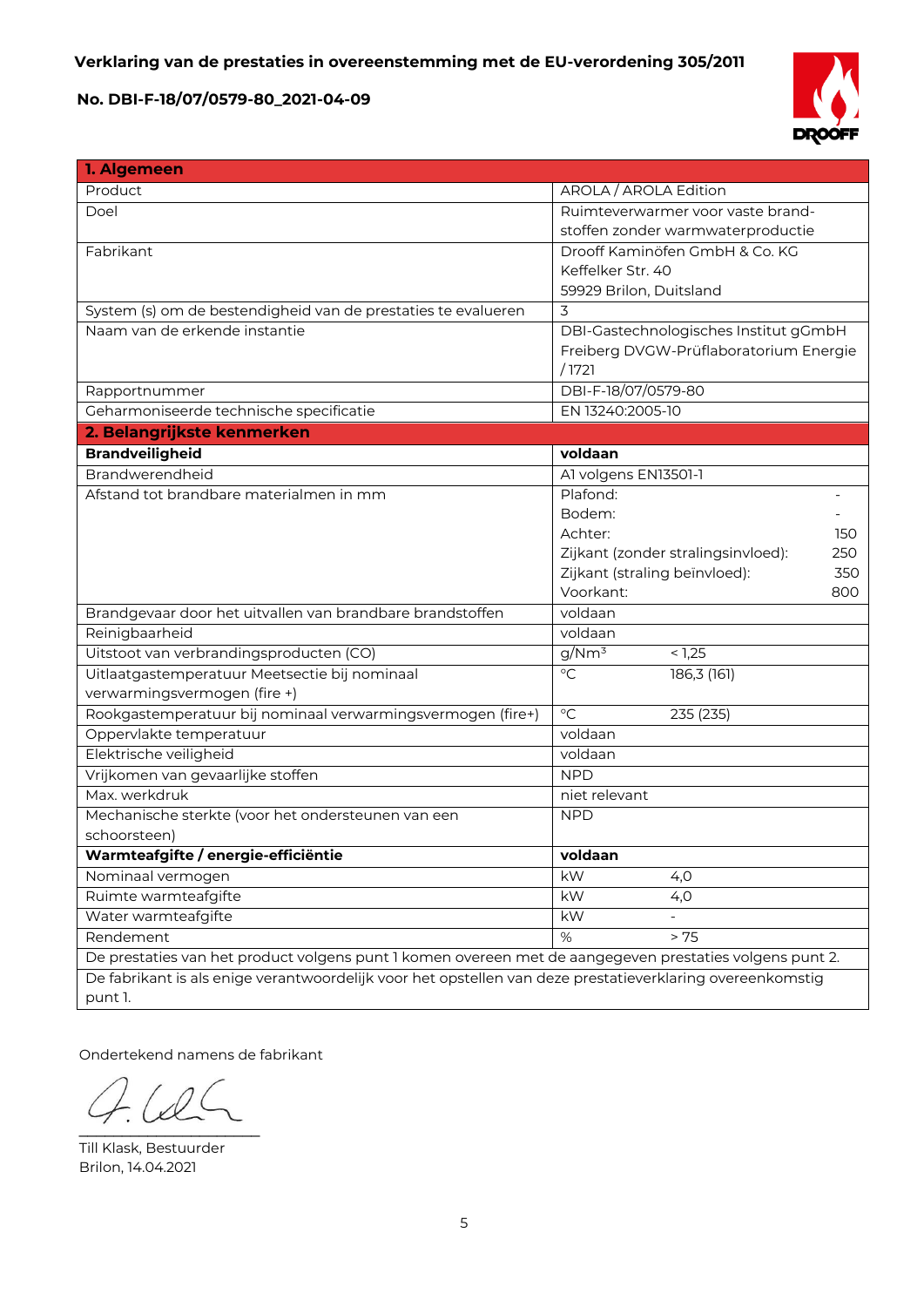**Verklaring van de prestaties in overeenstemming met de EU-verordening 305/2011**

**No. DBI-F-18/07/0579-80_2021-04-09**

| **1. Algemeen** | | |
|---|---|---|
| Product | AROLA / AROLA Edition | |
| Doel | Ruimteverwarmer voor vaste brand-stoffen zonder warmwaterproductie | |
| Fabrikant | Drooff Kaminöfen GmbH & Co. KG<br>Keffelker Str. 40<br>59929 Brilon, Duitsland | |
| System (s) om de bestendigheid van de prestaties te evalueren | 3 | |
| Naam van de erkende instantie | DBI-Gastechnologisches Institut gGmbH Freiberg DVGW-Prüflaboratorium Energie / 1721 | |
| Rapportnummer | DBI-F-18/07/0579-80 | |
| Geharmoniseerde technische specificatie | EN 13240:2005-10 | |
| **2. Belangrijkste kenmerken** | | |
| **Brandveiligheid** | **voldaan** | |
| Brandwerendheid | A1 volgens EN13501-1 | |
| Afstand tot brandbare materialmen in mm | Plafond:<br>Bodem:<br>Achter:<br>Zijkant (zonder stralingsinvloed):<br>Zijkant (straling beïnvloed):<br>Voorkant: | -<br>-<br>150<br>250<br>350<br>800 |
| Brandgevaar door het uitvallen van brandbare brandstoffen | voldaan | |
| Reinigbaarheid | voldaan | |
| Uitstoot van verbrandingsproducten (CO) | g/Nm³ | < 1,25 |
| Uitlaatgastemperatuur Meetsectie bij nominaal verwarmingsvermogen (fire +) | °C | 186,3 (161) |
| Rookgastemperatuur bij nominaal verwarmingsvermogen (fire+) | °C | 235 (235) |
| Oppervlakte temperatuur | voldaan | |
| Elektrische veiligheid | voldaan | |
| Vrijkomen van gevaarlijke stoffen | NPD | |
| Max. werkdruk | niet relevant | |
| Mechanische sterkte (voor het ondersteunen van een schoorsteen) | NPD | |
| **Warmteafgifte / energie-efficiëntie** | **voldaan** | |
| Nominaal vermogen | kW | 4,0 |
| Ruimte warmteafgifte | kW | 4,0 |
| Water warmteafgifte | kW | - |
| Rendement | % | > 75 |
| De prestaties van het product volgens punt 1 komen overeen met de aangegeven prestaties volgens punt 2. | | |
| De fabrikant is als enige verantwoordelijk voor het opstellen van deze prestatieverklaring overeenkomstig punt 1. | | |

Ondertekend namens de fabrikant

Till Klask, Bestuurder
Brilon, 14.04.2021